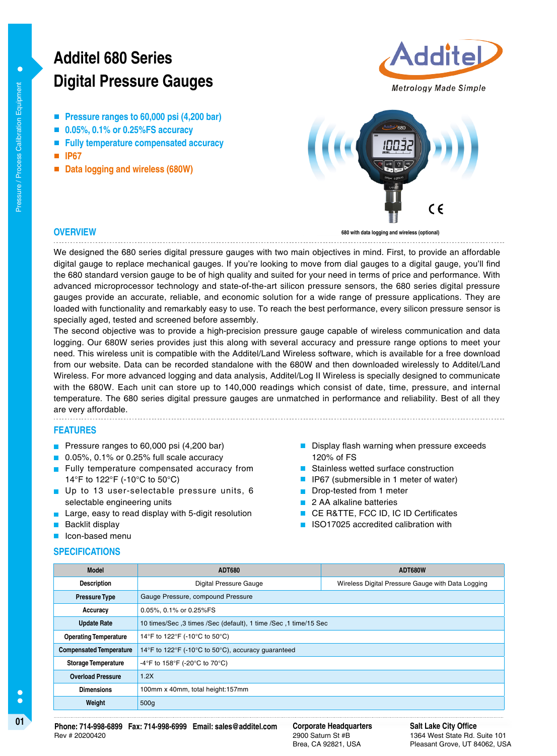# Additel 680 Series Digital Pressure Gauges

Additel — Metrology Made Simple

- Pressure ranges to 60,000 psi (4,200 bar)
- 0.05%, 0.1% or 0.25%FS accuracy
- Fully temperature compensated accuracy
- IP67
- Data logging and wireless (680W)

680 with data logging and wireless (optional)

## OVERVIEW

We designed the 680 series digital pressure gauges with two main objectives in mind. First, to provide an affordable digital gauge to replace mechanical gauges. If you're looking to move from dial gauges to a digital gauge, you'll find the 680 standard version gauge to be of high quality and suited for your need in terms of price and performance. With advanced microprocessor technology and state-of-the-art silicon pressure sensors, the 680 series digital pressure gauges provide an accurate, reliable, and economic solution for a wide range of pressure applications. They are loaded with functionality and remarkably easy to use. To reach the best performance, every silicon pressure sensor is specially aged, tested and screened before assembly.

The second objective was to provide a high-precision pressure gauge capable of wireless communication and data logging. Our 680W series provides just this along with several accuracy and pressure range options to meet your need. This wireless unit is compatible with the Additel/Land Wireless software, which is available for a free download from our website. Data can be recorded standalone with the 680W and then downloaded wirelessly to Additel/Land Wireless. For more advanced logging and data analysis, Additel/Log II Wireless is specially designed to communicate with the 680W. Each unit can store up to 140,000 readings which consist of date, time, pressure, and internal temperature. The 680 series digital pressure gauges are unmatched in performance and reliability. Best of all they are very affordable.

## FEATURES

- Pressure ranges to 60,000 psi (4,200 bar)
- 0.05%, 0.1% or 0.25% full scale accuracy
- Fully temperature compensated accuracy from 14°F to 122°F (-10°C to 50°C)
- Up to 13 user-selectable pressure units, 6 selectable engineering units
- Large, easy to read display with 5-digit resolution
- Backlit display
- Icon-based menu
- Display flash warning when pressure exceeds 120% of FS
- Stainless wetted surface construction
- IP67 (submersible in 1 meter of water)
- Drop-tested from 1 meter
- 2 AA alkaline batteries
- CE R&TTE, FCC ID, IC ID Certificates
- ISO17025 accredited calibration with

## SPECIFICATIONS

| Model | ADT680 | ADT680W |
|---|---|---|
| Description | Digital Pressure Gauge | Wireless Digital Pressure Gauge with Data Logging |
| Pressure Type | Gauge Pressure, compound Pressure | |
| Accuracy | 0.05%, 0.1% or 0.25%FS | |
| Update Rate | 10 times/Sec ,3 times /Sec (default), 1 time /Sec ,1 time/15 Sec | |
| Operating Temperature | 14°F to 122°F (-10°C to 50°C) | |
| Compensated Temperature | 14°F to 122°F (-10°C to 50°C), accuracy guaranteed | |
| Storage Temperature | -4°F to 158°F (-20°C to 70°C) | |
| Overload Pressure | 1.2X | |
| Dimensions | 100mm x 40mm, total height:157mm | |
| Weight | 500g | |

**Phone: 714-998-6899 Fax: 714-998-6999 Email: sales@additel.com**
Rev # 20200420

**Corporate Headquarters**
2900 Saturn St #B
Brea, CA 92821, USA

**Salt Lake City Office**
1364 West State Rd. Suite 101
Pleasant Grove, UT 84062, USA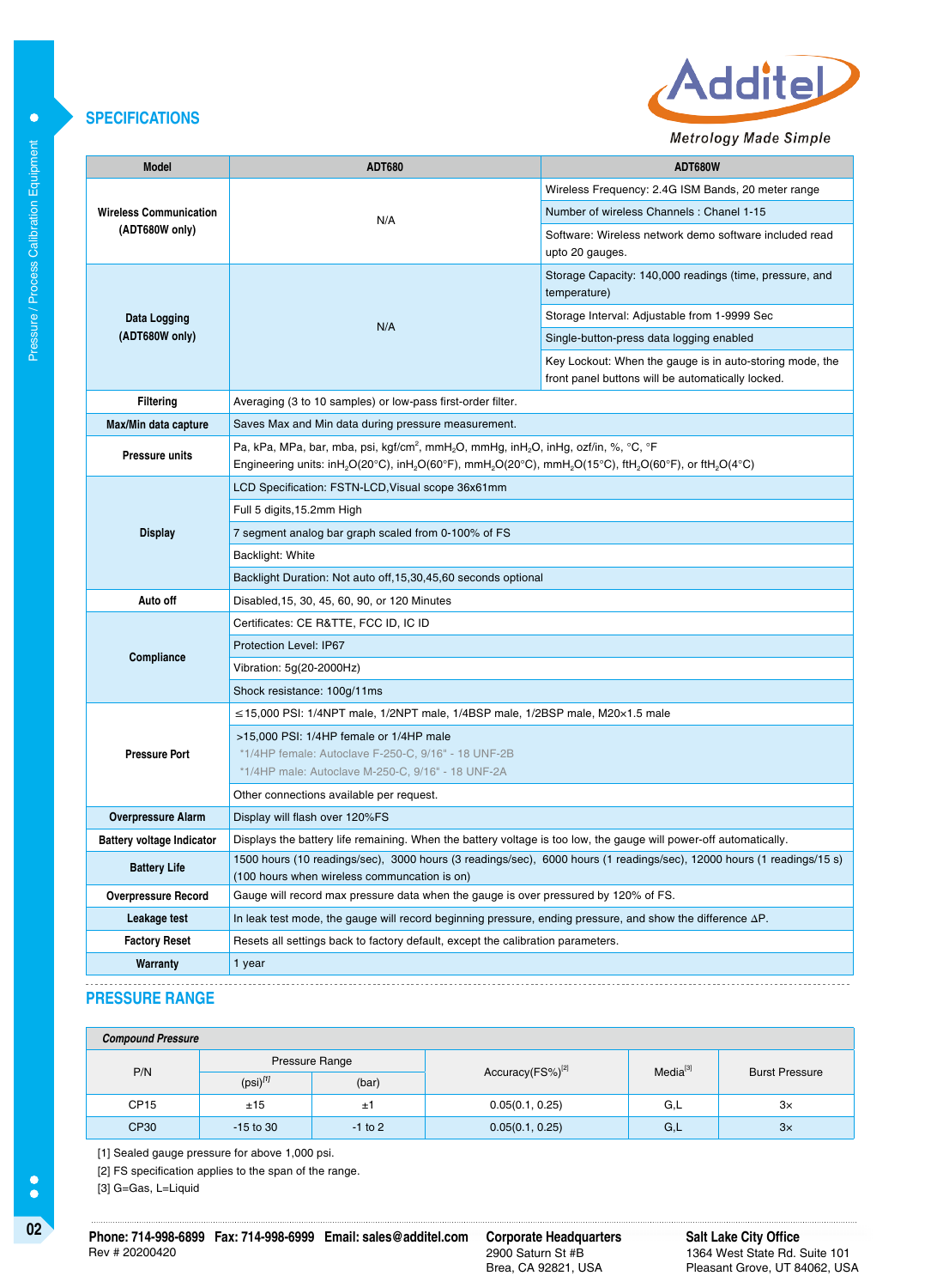## SPECIFICATIONS

| Model | ADT680 | ADT680W |
|---|---|---|
| Wireless Communication (ADT680W only) | N/A | Wireless Frequency: 2.4G ISM Bands, 20 meter range |
| | | Number of wireless Channels : Chanel 1-15 |
| | | Software: Wireless network demo software included read upto 20 gauges. |
| Data Logging (ADT680W only) | N/A | Storage Capacity: 140,000 readings (time, pressure, and temperature) |
| | | Storage Interval: Adjustable from 1-9999 Sec |
| | | Single-button-press data logging enabled |
| | | Key Lockout: When the gauge is in auto-storing mode, the front panel buttons will be automatically locked. |
| Filtering | Averaging (3 to 10 samples) or low-pass first-order filter. | |
| Max/Min data capture | Saves Max and Min data during pressure measurement. | |
| Pressure units | Pa, kPa, MPa, bar, mba, psi, $kgf/cm^2$, $mmH_2O$, mmHg, $inH_2O$, inHg, ozf/in, %, °C, °F<br>Engineering units: $inH_2O$(20°C), $inH_2O$(60°F), $mmH_2O$(20°C), $mmH_2O$(15°C), $ftH_2O$(60°F), or $ftH_2O$(4°C) | |
| Display | LCD Specification: FSTN-LCD,Visual scope 36x61mm | |
| | Full 5 digits,15.2mm High | |
| | 7 segment analog bar graph scaled from 0-100% of FS | |
| | Backlight: White | |
| | Backlight Duration: Not auto off,15,30,45,60 seconds optional | |
| Auto off | Disabled,15, 30, 45, 60, 90, or 120 Minutes | |
| Compliance | Certificates: CE R&TTE, FCC ID, IC ID | |
| | Protection Level: IP67 | |
| | Vibration: 5g(20-2000Hz) | |
| | Shock resistance: 100g/11ms | |
| Pressure Port | ≤15,000 PSI: 1/4NPT male, 1/2NPT male, 1/4BSP male, 1/2BSP male, M20×1.5 male | |
| | >15,000 PSI: 1/4HP female or 1/4HP male<br>*1/4HP female: Autoclave F-250-C, 9/16" - 18 UNF-2B<br>*1/4HP male: Autoclave M-250-C, 9/16" - 18 UNF-2A | |
| | Other connections available per request. | |
| Overpressure Alarm | Display will flash over 120%FS | |
| Battery voltage Indicator | Displays the battery life remaining. When the battery voltage is too low, the gauge will power-off automatically. | |
| Battery Life | 1500 hours (10 readings/sec), 3000 hours (3 readings/sec), 6000 hours (1 readings/sec), 12000 hours (1 readings/15 s) (100 hours when wireless communcation is on) | |
| Overpressure Record | Gauge will record max pressure data when the gauge is over pressured by 120% of FS. | |
| Leakage test | In leak test mode, the gauge will record beginning pressure, ending pressure, and show the difference ΔP. | |
| Factory Reset | Resets all settings back to factory default, except the calibration parameters. | |
| Warranty | 1 year | |

## PRESSURE RANGE

***Compound Pressure***

| P/N | Pressure Range | | Accuracy(FS%)[2] | Media[3] | Burst Pressure |
|---|---|---|---|---|---|
| | (psi)[1] | (bar) | | | |
| CP15 | ±15 | ±1 | 0.05(0.1, 0.25) | G,L | 3× |
| CP30 | -15 to 30 | -1 to 2 | 0.05(0.1, 0.25) | G,L | 3× |

[1] Sealed gauge pressure for above 1,000 psi.

[2] FS specification applies to the span of the range.

[3] G=Gas, L=Liquid

**Phone: 714-998-6899 Fax: 714-998-6999 Email: sales@additel.com**
Rev # 20200420

**Corporate Headquarters**
2900 Saturn St #B
Brea, CA 92821, USA

**Salt Lake City Office**
1364 West State Rd. Suite 101
Pleasant Grove, UT 84062, USA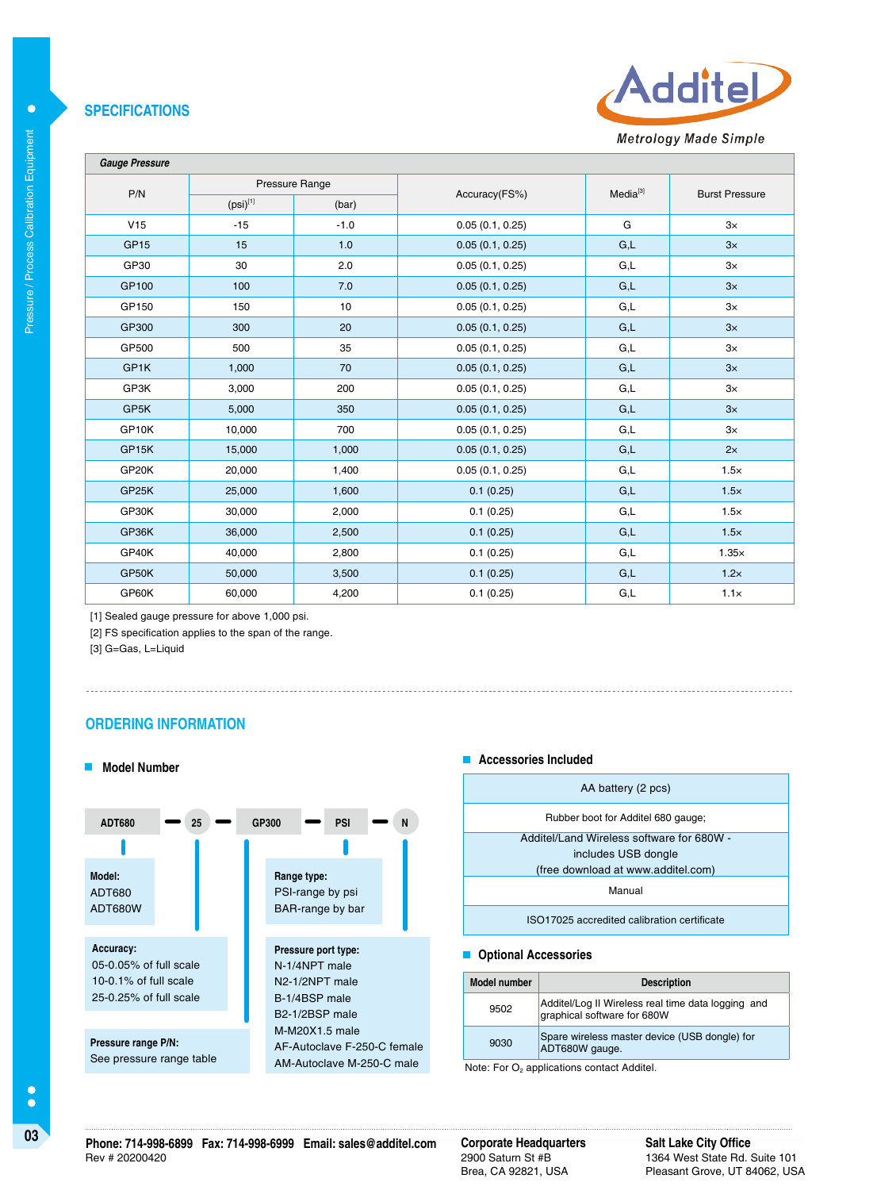## SPECIFICATIONS

Additel
Metrology Made Simple

| Gauge Pressure | | | | | |
|---|---|---|---|---|---|
| P/N | Pressure Range | | Accuracy(FS%) | Media[3] | Burst Pressure |
| | (psi)[1] | (bar) | | | |
| V15 | -15 | -1.0 | 0.05 (0.1, 0.25) | G | 3× |
| GP15 | 15 | 1.0 | 0.05 (0.1, 0.25) | G,L | 3× |
| GP30 | 30 | 2.0 | 0.05 (0.1, 0.25) | G,L | 3× |
| GP100 | 100 | 7.0 | 0.05 (0.1, 0.25) | G,L | 3× |
| GP150 | 150 | 10 | 0.05 (0.1, 0.25) | G,L | 3× |
| GP300 | 300 | 20 | 0.05 (0.1, 0.25) | G,L | 3× |
| GP500 | 500 | 35 | 0.05 (0.1, 0.25) | G,L | 3× |
| GP1K | 1,000 | 70 | 0.05 (0.1, 0.25) | G,L | 3× |
| GP3K | 3,000 | 200 | 0.05 (0.1, 0.25) | G,L | 3× |
| GP5K | 5,000 | 350 | 0.05 (0.1, 0.25) | G,L | 3× |
| GP10K | 10,000 | 700 | 0.05 (0.1, 0.25) | G,L | 3× |
| GP15K | 15,000 | 1,000 | 0.05 (0.1, 0.25) | G,L | 2× |
| GP20K | 20,000 | 1,400 | 0.05 (0.1, 0.25) | G,L | 1.5× |
| GP25K | 25,000 | 1,600 | 0.1 (0.25) | G,L | 1.5× |
| GP30K | 30,000 | 2,000 | 0.1 (0.25) | G,L | 1.5× |
| GP36K | 36,000 | 2,500 | 0.1 (0.25) | G,L | 1.5× |
| GP40K | 40,000 | 2,800 | 0.1 (0.25) | G,L | 1.35× |
| GP50K | 50,000 | 3,500 | 0.1 (0.25) | G,L | 1.2× |
| GP60K | 60,000 | 4,200 | 0.1 (0.25) | G,L | 1.1× |

[1] Sealed gauge pressure for above 1,000 psi.
[2] FS specification applies to the span of the range.
[3] G=Gas, L=Liquid

## ORDERING INFORMATION

### Model Number

ADT680 – 25 – GP300 – PSI – N

**Model:**
ADT680
ADT680W

**Accuracy:**
05-0.05% of full scale
10-0.1% of full scale
25-0.25% of full scale

**Pressure range P/N:**
See pressure range table

**Range type:**
PSI-range by psi
BAR-range by bar

**Pressure port type:**
N-1/4NPT male
N2-1/2NPT male
B-1/4BSP male
B2-1/2BSP male
M-M20X1.5 male
AF-Autoclave F-250-C female
AM-Autoclave M-250-C male

### Accessories Included

| |
|---|
| AA battery (2 pcs) |
| Rubber boot for Additel 680 gauge; |
| Additel/Land Wireless software for 680W - includes USB dongle (free download at www.additel.com) |
| Manual |
| ISO17025 accredited calibration certificate |

### Optional Accessories

| Model number | Description |
|---|---|
| 9502 | Additel/Log II Wireless real time data logging and graphical software for 680W |
| 9030 | Spare wireless master device (USB dongle) for ADT680W gauge. |

Note: For $O_2$ applications contact Additel.

**Phone: 714-998-6899 Fax: 714-998-6999 Email: sales@additel.com**
Rev # 20200420

**Corporate Headquarters**
2900 Saturn St #B
Brea, CA 92821, USA

**Salt Lake City Office**
1364 West State Rd. Suite 101
Pleasant Grove, UT 84062, USA